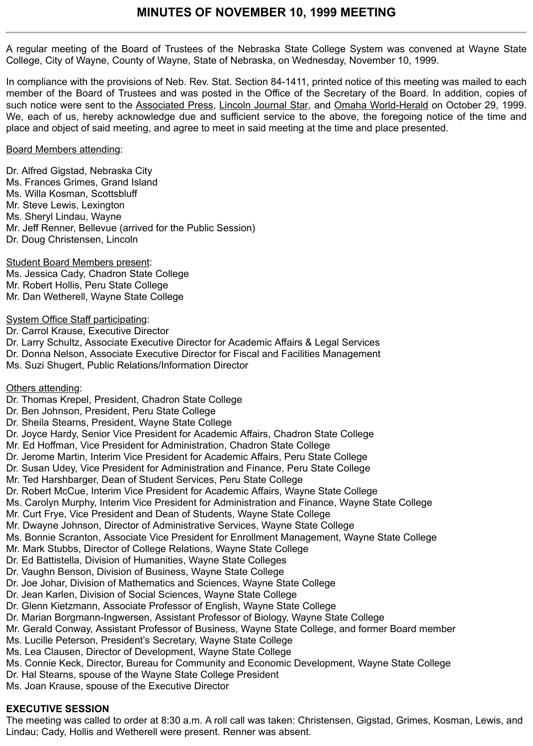# MINUTES OF NOVEMBER 10, 1999 MEETING

---

A regular meeting of the Board of Trustees of the Nebraska State College System was convened at Wayne State College, City of Wayne, County of Wayne, State of Nebraska, on Wednesday, November 10, 1999.

In compliance with the provisions of Neb. Rev. Stat. Section 84-1411, printed notice of this meeting was mailed to each member of the Board of Trustees and was posted in the Office of the Secretary of the Board. In addition, copies of such notice were sent to the Associated Press, Lincoln Journal Star, and Omaha World-Herald on October 29, 1999. We, each of us, hereby acknowledge due and sufficient service to the above, the foregoing notice of the time and place and object of said meeting, and agree to meet in said meeting at the time and place presented.

Board Members attending:

Dr. Alfred Gigstad, Nebraska City
Ms. Frances Grimes, Grand Island
Ms. Willa Kosman, Scottsbluff
Mr. Steve Lewis, Lexington
Ms. Sheryl Lindau, Wayne
Mr. Jeff Renner, Bellevue (arrived for the Public Session)
Dr. Doug Christensen, Lincoln

Student Board Members present:
Ms. Jessica Cady, Chadron State College
Mr. Robert Hollis, Peru State College
Mr. Dan Wetherell, Wayne State College

System Office Staff participating:
Dr. Carrol Krause, Executive Director
Dr. Larry Schultz, Associate Executive Director for Academic Affairs & Legal Services
Dr. Donna Nelson, Associate Executive Director for Fiscal and Facilities Management
Ms. Suzi Shugert, Public Relations/Information Director

Others attending:
Dr. Thomas Krepel, President, Chadron State College
Dr. Ben Johnson, President, Peru State College
Dr. Sheila Stearns, President, Wayne State College
Dr. Joyce Hardy, Senior Vice President for Academic Affairs, Chadron State College
Mr. Ed Hoffman, Vice President for Administration, Chadron State College
Dr. Jerome Martin, Interim Vice President for Academic Affairs, Peru State College
Dr. Susan Udey, Vice President for Administration and Finance, Peru State College
Mr. Ted Harshbarger, Dean of Student Services, Peru State College
Dr. Robert McCue, Interim Vice President for Academic Affairs, Wayne State College
Ms. Carolyn Murphy, Interim Vice President for Administration and Finance, Wayne State College
Mr. Curt Frye, Vice President and Dean of Students, Wayne State College
Mr. Dwayne Johnson, Director of Administrative Services, Wayne State College
Ms. Bonnie Scranton, Associate Vice President for Enrollment Management, Wayne State College
Mr. Mark Stubbs, Director of College Relations, Wayne State College
Dr. Ed Battistella, Division of Humanities, Wayne State Colleges
Dr. Vaughn Benson, Division of Business, Wayne State College
Dr. Joe Johar, Division of Mathematics and Sciences, Wayne State College
Dr. Jean Karlen, Division of Social Sciences, Wayne State College
Dr. Glenn Kietzmann, Associate Professor of English, Wayne State College
Dr. Marian Borgmann-Ingwersen, Assistant Professor of Biology, Wayne State College
Mr. Gerald Conway, Assistant Professor of Business, Wayne State College, and former Board member
Ms. Lucille Peterson, President's Secretary, Wayne State College
Ms. Lea Clausen, Director of Development, Wayne State College
Ms. Connie Keck, Director, Bureau for Community and Economic Development, Wayne State College
Dr. Hal Stearns, spouse of the Wayne State College President
Ms. Joan Krause, spouse of the Executive Director

**EXECUTIVE SESSION**
The meeting was called to order at 8:30 a.m. A roll call was taken: Christensen, Gigstad, Grimes, Kosman, Lewis, and Lindau; Cady, Hollis and Wetherell were present. Renner was absent.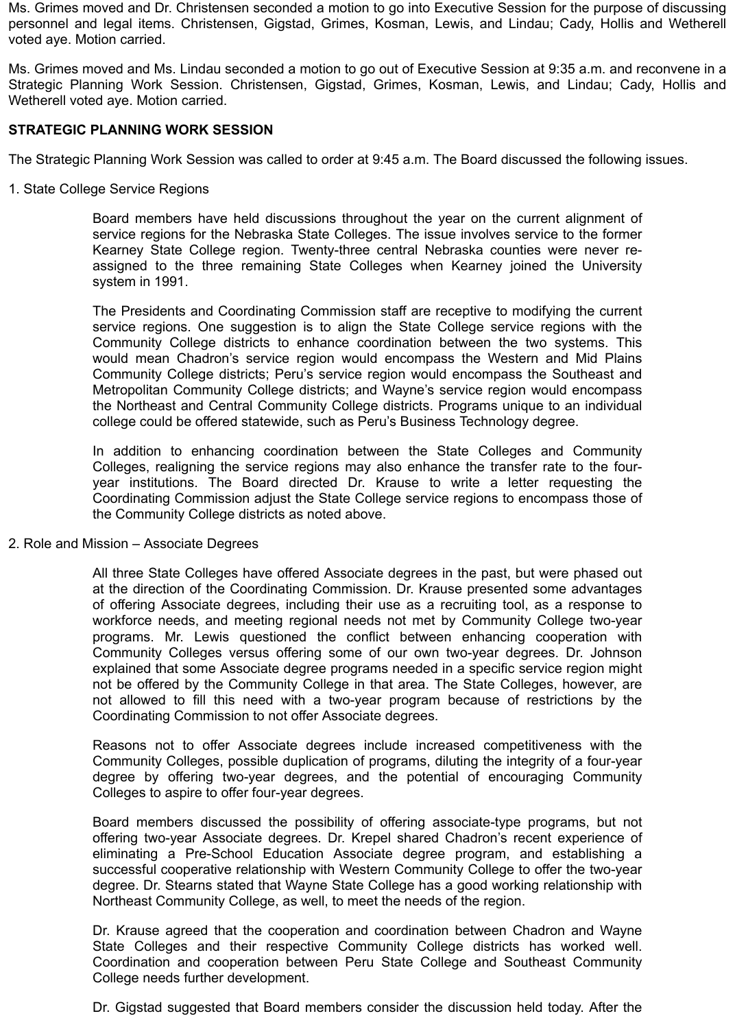Ms. Grimes moved and Dr. Christensen seconded a motion to go into Executive Session for the purpose of discussing personnel and legal items. Christensen, Gigstad, Grimes, Kosman, Lewis, and Lindau; Cady, Hollis and Wetherell voted aye. Motion carried.

Ms. Grimes moved and Ms. Lindau seconded a motion to go out of Executive Session at 9:35 a.m. and reconvene in a Strategic Planning Work Session. Christensen, Gigstad, Grimes, Kosman, Lewis, and Lindau; Cady, Hollis and Wetherell voted aye. Motion carried.

**STRATEGIC PLANNING WORK SESSION**

The Strategic Planning Work Session was called to order at 9:45 a.m. The Board discussed the following issues.

1. State College Service Regions

Board members have held discussions throughout the year on the current alignment of service regions for the Nebraska State Colleges. The issue involves service to the former Kearney State College region. Twenty-three central Nebraska counties were never re-assigned to the three remaining State Colleges when Kearney joined the University system in 1991.

The Presidents and Coordinating Commission staff are receptive to modifying the current service regions. One suggestion is to align the State College service regions with the Community College districts to enhance coordination between the two systems. This would mean Chadron's service region would encompass the Western and Mid Plains Community College districts; Peru's service region would encompass the Southeast and Metropolitan Community College districts; and Wayne's service region would encompass the Northeast and Central Community College districts. Programs unique to an individual college could be offered statewide, such as Peru's Business Technology degree.

In addition to enhancing coordination between the State Colleges and Community Colleges, realigning the service regions may also enhance the transfer rate to the four-year institutions. The Board directed Dr. Krause to write a letter requesting the Coordinating Commission adjust the State College service regions to encompass those of the Community College districts as noted above.

2. Role and Mission – Associate Degrees

All three State Colleges have offered Associate degrees in the past, but were phased out at the direction of the Coordinating Commission. Dr. Krause presented some advantages of offering Associate degrees, including their use as a recruiting tool, as a response to workforce needs, and meeting regional needs not met by Community College two-year programs. Mr. Lewis questioned the conflict between enhancing cooperation with Community Colleges versus offering some of our own two-year degrees. Dr. Johnson explained that some Associate degree programs needed in a specific service region might not be offered by the Community College in that area. The State Colleges, however, are not allowed to fill this need with a two-year program because of restrictions by the Coordinating Commission to not offer Associate degrees.

Reasons not to offer Associate degrees include increased competitiveness with the Community Colleges, possible duplication of programs, diluting the integrity of a four-year degree by offering two-year degrees, and the potential of encouraging Community Colleges to aspire to offer four-year degrees.

Board members discussed the possibility of offering associate-type programs, but not offering two-year Associate degrees. Dr. Krepel shared Chadron's recent experience of eliminating a Pre-School Education Associate degree program, and establishing a successful cooperative relationship with Western Community College to offer the two-year degree. Dr. Stearns stated that Wayne State College has a good working relationship with Northeast Community College, as well, to meet the needs of the region.

Dr. Krause agreed that the cooperation and coordination between Chadron and Wayne State Colleges and their respective Community College districts has worked well. Coordination and cooperation between Peru State College and Southeast Community College needs further development.

Dr. Gigstad suggested that Board members consider the discussion held today. After the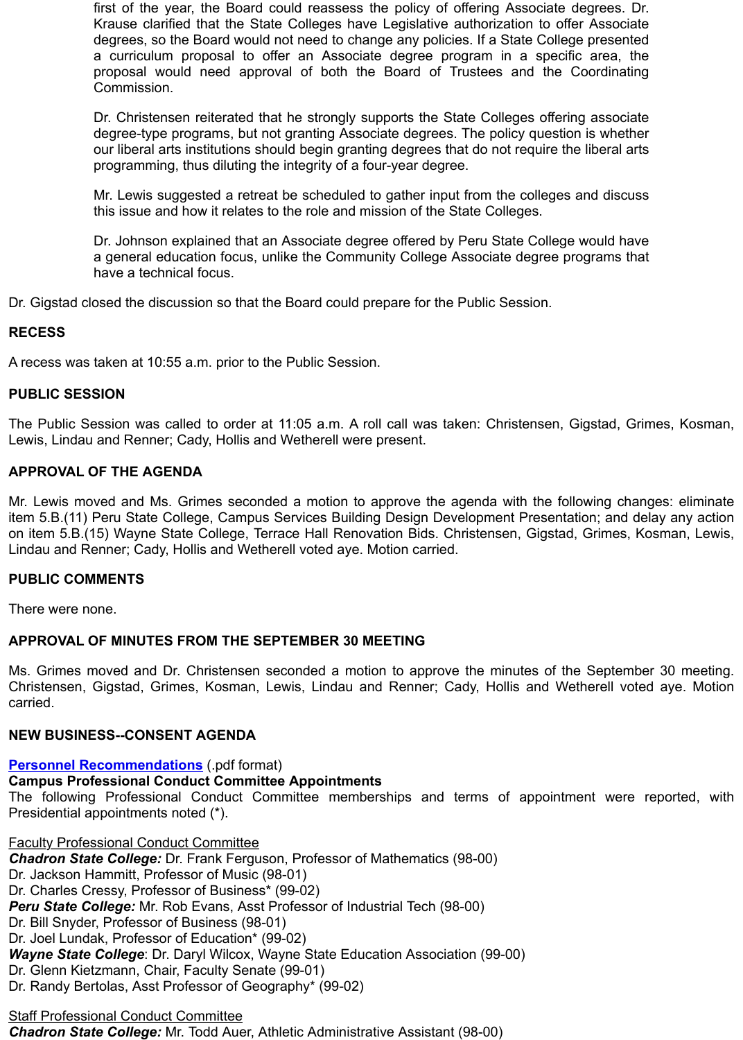first of the year, the Board could reassess the policy of offering Associate degrees. Dr. Krause clarified that the State Colleges have Legislative authorization to offer Associate degrees, so the Board would not need to change any policies. If a State College presented a curriculum proposal to offer an Associate degree program in a specific area, the proposal would need approval of both the Board of Trustees and the Coordinating Commission.

Dr. Christensen reiterated that he strongly supports the State Colleges offering associate degree-type programs, but not granting Associate degrees. The policy question is whether our liberal arts institutions should begin granting degrees that do not require the liberal arts programming, thus diluting the integrity of a four-year degree.

Mr. Lewis suggested a retreat be scheduled to gather input from the colleges and discuss this issue and how it relates to the role and mission of the State Colleges.

Dr. Johnson explained that an Associate degree offered by Peru State College would have a general education focus, unlike the Community College Associate degree programs that have a technical focus.

Dr. Gigstad closed the discussion so that the Board could prepare for the Public Session.

**RECESS**

A recess was taken at 10:55 a.m. prior to the Public Session.

**PUBLIC SESSION**

The Public Session was called to order at 11:05 a.m. A roll call was taken: Christensen, Gigstad, Grimes, Kosman, Lewis, Lindau and Renner; Cady, Hollis and Wetherell were present.

**APPROVAL OF THE AGENDA**

Mr. Lewis moved and Ms. Grimes seconded a motion to approve the agenda with the following changes: eliminate item 5.B.(11) Peru State College, Campus Services Building Design Development Presentation; and delay any action on item 5.B.(15) Wayne State College, Terrace Hall Renovation Bids. Christensen, Gigstad, Grimes, Kosman, Lewis, Lindau and Renner; Cady, Hollis and Wetherell voted aye. Motion carried.

**PUBLIC COMMENTS**

There were none.

**APPROVAL OF MINUTES FROM THE SEPTEMBER 30 MEETING**

Ms. Grimes moved and Dr. Christensen seconded a motion to approve the minutes of the September 30 meeting. Christensen, Gigstad, Grimes, Kosman, Lewis, Lindau and Renner; Cady, Hollis and Wetherell voted aye. Motion carried.

**NEW BUSINESS--CONSENT AGENDA**

**Personnel Recommendations** (.pdf format)
**Campus Professional Conduct Committee Appointments**
The following Professional Conduct Committee memberships and terms of appointment were reported, with Presidential appointments noted (*).

Faculty Professional Conduct Committee
***Chadron State College:*** Dr. Frank Ferguson, Professor of Mathematics (98-00)
Dr. Jackson Hammitt, Professor of Music (98-01)
Dr. Charles Cressy, Professor of Business* (99-02)
***Peru State College:*** Mr. Rob Evans, Asst Professor of Industrial Tech (98-00)
Dr. Bill Snyder, Professor of Business (98-01)
Dr. Joel Lundak, Professor of Education* (99-02)
***Wayne State College***: Dr. Daryl Wilcox, Wayne State Education Association (99-00)
Dr. Glenn Kietzmann, Chair, Faculty Senate (99-01)
Dr. Randy Bertolas, Asst Professor of Geography* (99-02)

Staff Professional Conduct Committee
***Chadron State College:*** Mr. Todd Auer, Athletic Administrative Assistant (98-00)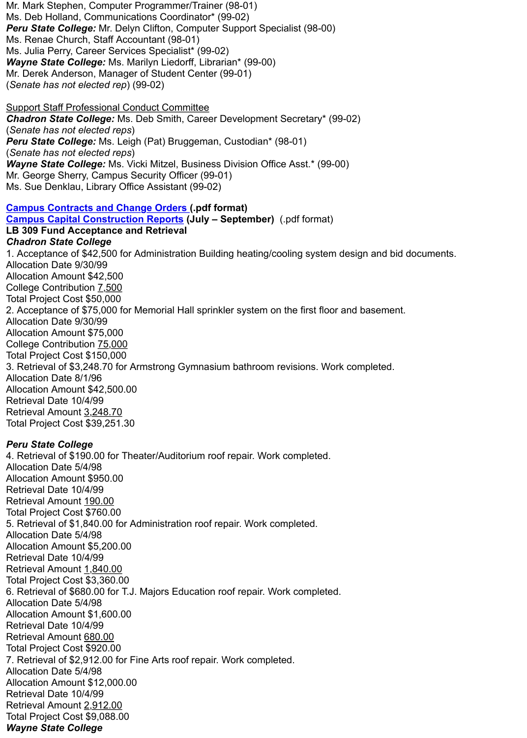Mr. Mark Stephen, Computer Programmer/Trainer (98-01)
Ms. Deb Holland, Communications Coordinator* (99-02)
***Peru State College:*** Mr. Delyn Clifton, Computer Support Specialist (98-00)
Ms. Renae Church, Staff Accountant (98-01)
Ms. Julia Perry, Career Services Specialist* (99-02)
***Wayne State College:*** Ms. Marilyn Liedorff, Librarian* (99-00)
Mr. Derek Anderson, Manager of Student Center (99-01)
(*Senate has not elected rep*) (99-02)

<u>Support Staff Professional Conduct Committee</u>
***Chadron State College:*** Ms. Deb Smith, Career Development Secretary* (99-02)
(*Senate has not elected reps*)
***Peru State College:*** Ms. Leigh (Pat) Bruggeman, Custodian* (98-01)
(*Senate has not elected reps*)
***Wayne State College:*** Ms. Vicki Mitzel, Business Division Office Asst.* (99-00)
Mr. George Sherry, Campus Security Officer (99-01)
Ms. Sue Denklau, Library Office Assistant (99-02)

**Campus Contracts and Change Orders (.pdf format)**
**Campus Capital Construction Reports (July – September)** (.pdf format)
**LB 309 Fund Acceptance and Retrieval**
***Chadron State College***
1. Acceptance of $42,500 for Administration Building heating/cooling system design and bid documents.
Allocation Date 9/30/99
Allocation Amount $42,500
College Contribution <u>7,500</u>
Total Project Cost $50,000
2. Acceptance of $75,000 for Memorial Hall sprinkler system on the first floor and basement.
Allocation Date 9/30/99
Allocation Amount $75,000
College Contribution <u>75,000</u>
Total Project Cost $150,000
3. Retrieval of $3,248.70 for Armstrong Gymnasium bathroom revisions. Work completed.
Allocation Date 8/1/96
Allocation Amount $42,500.00
Retrieval Date 10/4/99
Retrieval Amount <u>3,248.70</u>
Total Project Cost $39,251.30

***Peru State College***
4. Retrieval of $190.00 for Theater/Auditorium roof repair. Work completed.
Allocation Date 5/4/98
Allocation Amount $950.00
Retrieval Date 10/4/99
Retrieval Amount <u>190.00</u>
Total Project Cost $760.00
5. Retrieval of $1,840.00 for Administration roof repair. Work completed.
Allocation Date 5/4/98
Allocation Amount $5,200.00
Retrieval Date 10/4/99
Retrieval Amount <u>1,840.00</u>
Total Project Cost $3,360.00
6. Retrieval of $680.00 for T.J. Majors Education roof repair. Work completed.
Allocation Date 5/4/98
Allocation Amount $1,600.00
Retrieval Date 10/4/99
Retrieval Amount <u>680.00</u>
Total Project Cost $920.00
7. Retrieval of $2,912.00 for Fine Arts roof repair. Work completed.
Allocation Date 5/4/98
Allocation Amount $12,000.00
Retrieval Date 10/4/99
Retrieval Amount <u>2,912.00</u>
Total Project Cost $9,088.00
***Wayne State College***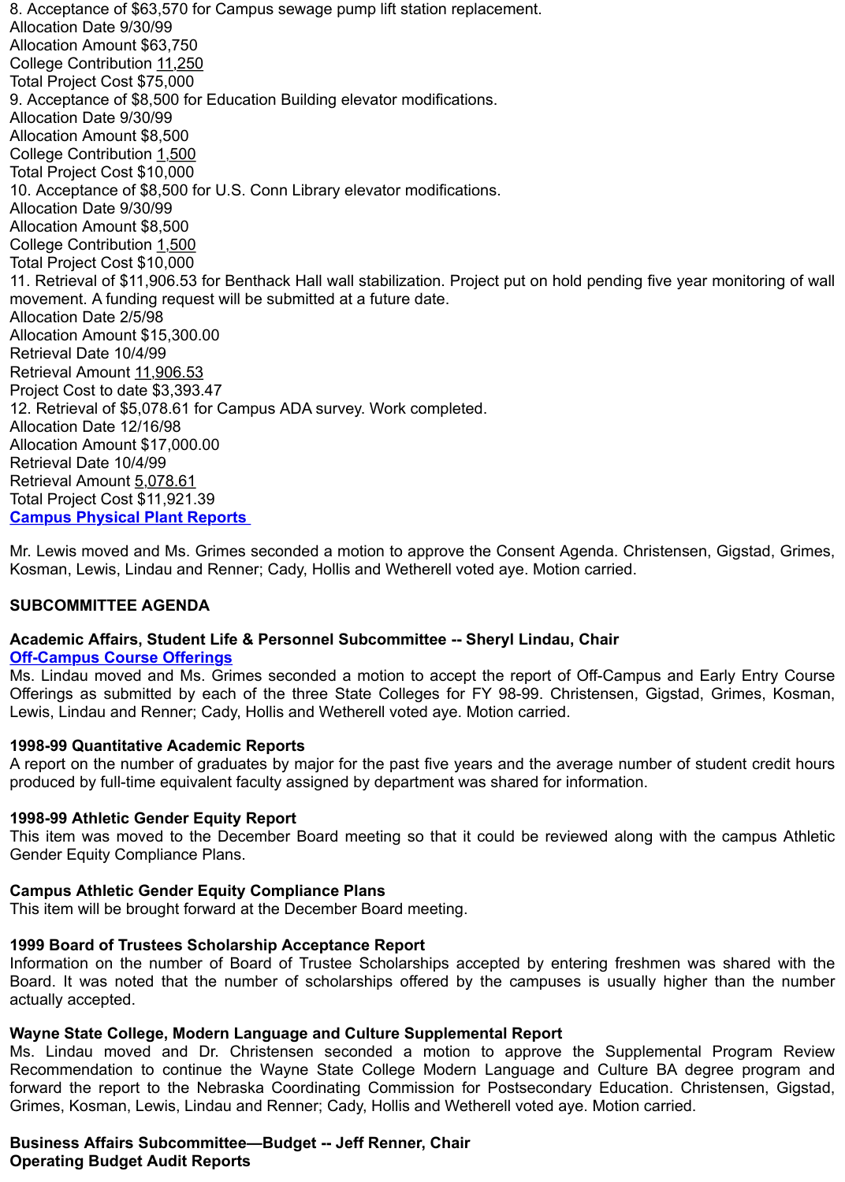8. Acceptance of $63,570 for Campus sewage pump lift station replacement.
Allocation Date 9/30/99
Allocation Amount $63,750
College Contribution 11,250
Total Project Cost $75,000
9. Acceptance of $8,500 for Education Building elevator modifications.
Allocation Date 9/30/99
Allocation Amount $8,500
College Contribution 1,500
Total Project Cost $10,000
10. Acceptance of $8,500 for U.S. Conn Library elevator modifications.
Allocation Date 9/30/99
Allocation Amount $8,500
College Contribution 1,500
Total Project Cost $10,000
11. Retrieval of $11,906.53 for Benthack Hall wall stabilization. Project put on hold pending five year monitoring of wall movement. A funding request will be submitted at a future date.
Allocation Date 2/5/98
Allocation Amount $15,300.00
Retrieval Date 10/4/99
Retrieval Amount 11,906.53
Project Cost to date $3,393.47
12. Retrieval of $5,078.61 for Campus ADA survey. Work completed.
Allocation Date 12/16/98
Allocation Amount $17,000.00
Retrieval Date 10/4/99
Retrieval Amount 5,078.61
Total Project Cost $11,921.39
**Campus Physical Plant Reports**

Mr. Lewis moved and Ms. Grimes seconded a motion to approve the Consent Agenda. Christensen, Gigstad, Grimes, Kosman, Lewis, Lindau and Renner; Cady, Hollis and Wetherell voted aye. Motion carried.

**SUBCOMMITTEE AGENDA**

**Academic Affairs, Student Life & Personnel Subcommittee -- Sheryl Lindau, Chair**
**Off-Campus Course Offerings**
Ms. Lindau moved and Ms. Grimes seconded a motion to accept the report of Off-Campus and Early Entry Course Offerings as submitted by each of the three State Colleges for FY 98-99. Christensen, Gigstad, Grimes, Kosman, Lewis, Lindau and Renner; Cady, Hollis and Wetherell voted aye. Motion carried.

**1998-99 Quantitative Academic Reports**
A report on the number of graduates by major for the past five years and the average number of student credit hours produced by full-time equivalent faculty assigned by department was shared for information.

**1998-99 Athletic Gender Equity Report**
This item was moved to the December Board meeting so that it could be reviewed along with the campus Athletic Gender Equity Compliance Plans.

**Campus Athletic Gender Equity Compliance Plans**
This item will be brought forward at the December Board meeting.

**1999 Board of Trustees Scholarship Acceptance Report**
Information on the number of Board of Trustee Scholarships accepted by entering freshmen was shared with the Board. It was noted that the number of scholarships offered by the campuses is usually higher than the number actually accepted.

**Wayne State College, Modern Language and Culture Supplemental Report**
Ms. Lindau moved and Dr. Christensen seconded a motion to approve the Supplemental Program Review Recommendation to continue the Wayne State College Modern Language and Culture BA degree program and forward the report to the Nebraska Coordinating Commission for Postsecondary Education. Christensen, Gigstad, Grimes, Kosman, Lewis, Lindau and Renner; Cady, Hollis and Wetherell voted aye. Motion carried.

**Business Affairs Subcommittee—Budget -- Jeff Renner, Chair**
**Operating Budget Audit Reports**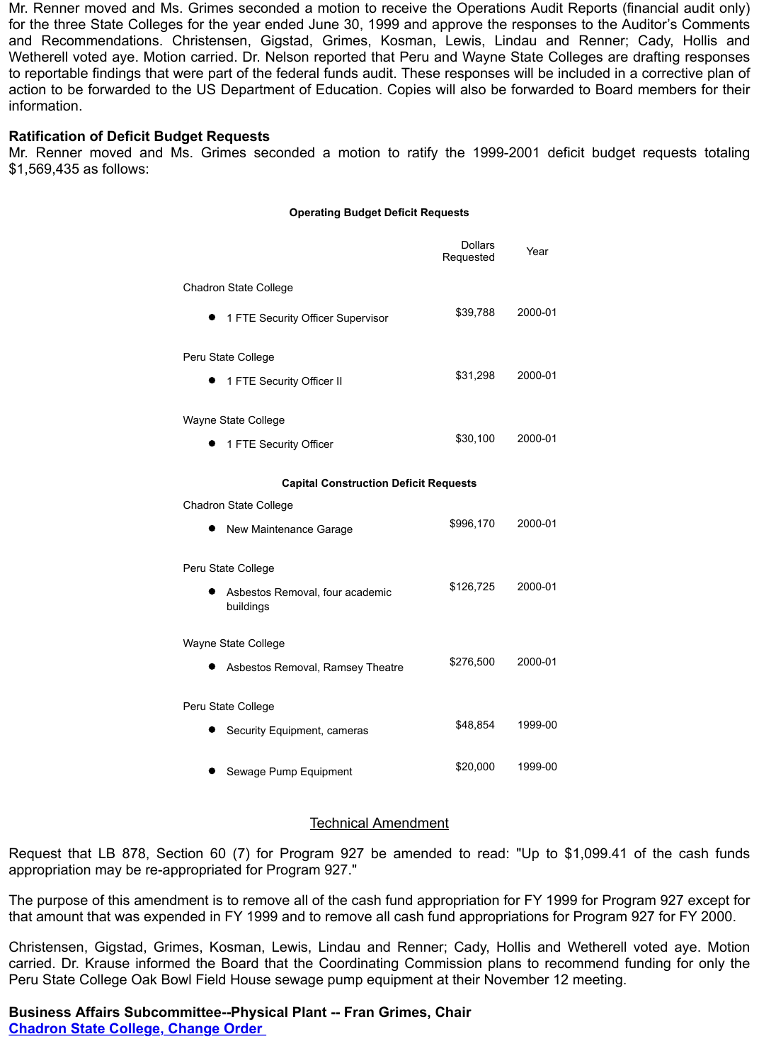Mr. Renner moved and Ms. Grimes seconded a motion to receive the Operations Audit Reports (financial audit only) for the three State Colleges for the year ended June 30, 1999 and approve the responses to the Auditor's Comments and Recommendations. Christensen, Gigstad, Grimes, Kosman, Lewis, Lindau and Renner; Cady, Hollis and Wetherell voted aye. Motion carried. Dr. Nelson reported that Peru and Wayne State Colleges are drafting responses to reportable findings that were part of the federal funds audit. These responses will be included in a corrective plan of action to be forwarded to the US Department of Education. Copies will also be forwarded to Board members for their information.

**Ratification of Deficit Budget Requests**
Mr. Renner moved and Ms. Grimes seconded a motion to ratify the 1999-2001 deficit budget requests totaling $1,569,435 as follows:

**Operating Budget Deficit Requests**

| | Dollars Requested | Year |
|---|---|---|
| Chadron State College | | |
| • 1 FTE Security Officer Supervisor | $39,788 | 2000-01 |
| Peru State College | | |
| • 1 FTE Security Officer II | $31,298 | 2000-01 |
| Wayne State College | | |
| • 1 FTE Security Officer | $30,100 | 2000-01 |

**Capital Construction Deficit Requests**

| | Dollars Requested | Year |
|---|---|---|
| Chadron State College | | |
| • New Maintenance Garage | $996,170 | 2000-01 |
| Peru State College | | |
| • Asbestos Removal, four academic buildings | $126,725 | 2000-01 |
| Wayne State College | | |
| • Asbestos Removal, Ramsey Theatre | $276,500 | 2000-01 |
| Peru State College | | |
| • Security Equipment, cameras | $48,854 | 1999-00 |
| • Sewage Pump Equipment | $20,000 | 1999-00 |

Technical Amendment

Request that LB 878, Section 60 (7) for Program 927 be amended to read: "Up to $1,099.41 of the cash funds appropriation may be re-appropriated for Program 927."

The purpose of this amendment is to remove all of the cash fund appropriation for FY 1999 for Program 927 except for that amount that was expended in FY 1999 and to remove all cash fund appropriations for Program 927 for FY 2000.

Christensen, Gigstad, Grimes, Kosman, Lewis, Lindau and Renner; Cady, Hollis and Wetherell voted aye. Motion carried. Dr. Krause informed the Board that the Coordinating Commission plans to recommend funding for only the Peru State College Oak Bowl Field House sewage pump equipment at their November 12 meeting.

**Business Affairs Subcommittee--Physical Plant -- Fran Grimes, Chair**
**Chadron State College, Change Order**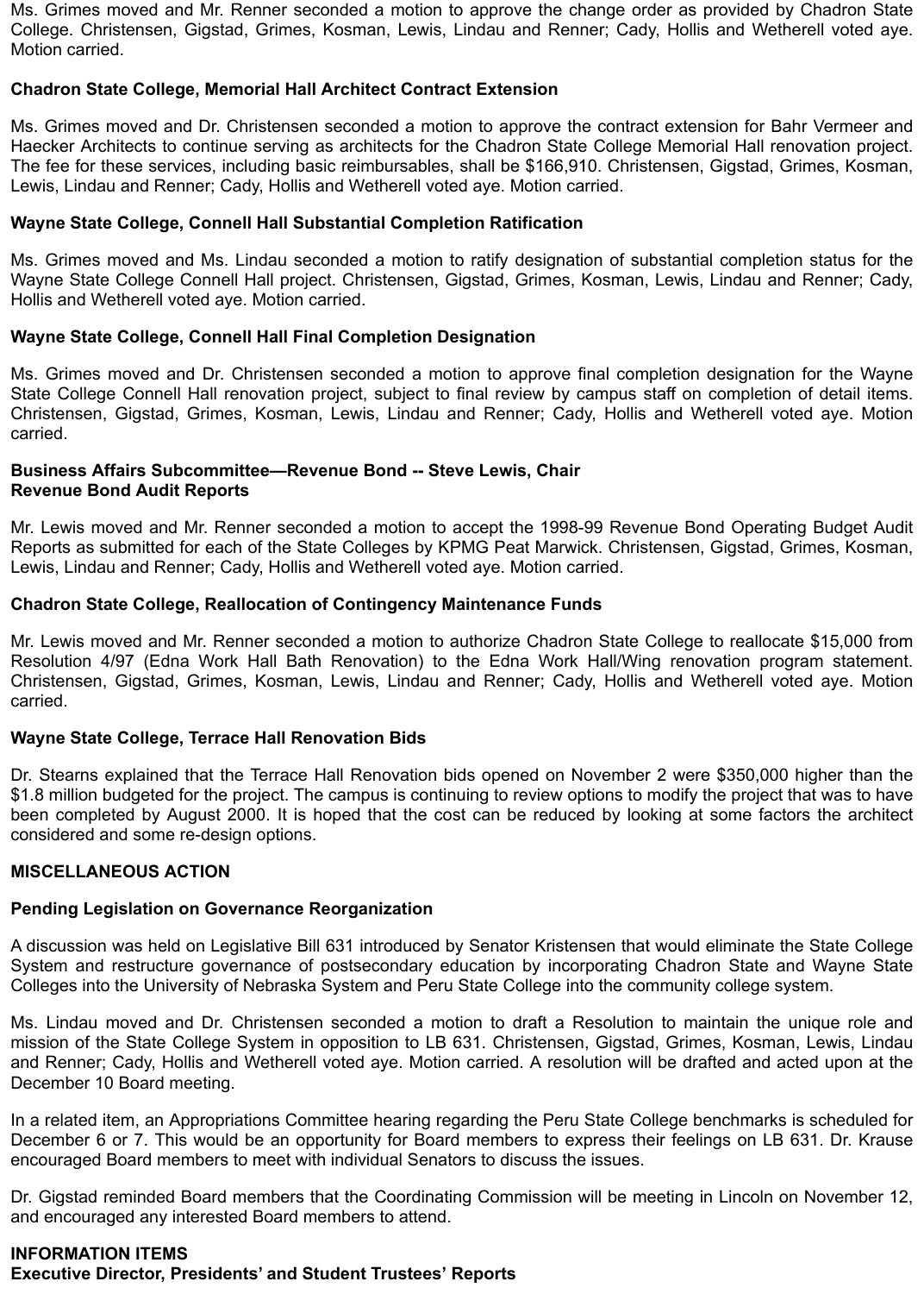Ms. Grimes moved and Mr. Renner seconded a motion to approve the change order as provided by Chadron State College. Christensen, Gigstad, Grimes, Kosman, Lewis, Lindau and Renner; Cady, Hollis and Wetherell voted aye. Motion carried.

**Chadron State College, Memorial Hall Architect Contract Extension**

Ms. Grimes moved and Dr. Christensen seconded a motion to approve the contract extension for Bahr Vermeer and Haecker Architects to continue serving as architects for the Chadron State College Memorial Hall renovation project. The fee for these services, including basic reimbursables, shall be $166,910. Christensen, Gigstad, Grimes, Kosman, Lewis, Lindau and Renner; Cady, Hollis and Wetherell voted aye. Motion carried.

**Wayne State College, Connell Hall Substantial Completion Ratification**

Ms. Grimes moved and Ms. Lindau seconded a motion to ratify designation of substantial completion status for the Wayne State College Connell Hall project. Christensen, Gigstad, Grimes, Kosman, Lewis, Lindau and Renner; Cady, Hollis and Wetherell voted aye. Motion carried.

**Wayne State College, Connell Hall Final Completion Designation**

Ms. Grimes moved and Dr. Christensen seconded a motion to approve final completion designation for the Wayne State College Connell Hall renovation project, subject to final review by campus staff on completion of detail items. Christensen, Gigstad, Grimes, Kosman, Lewis, Lindau and Renner; Cady, Hollis and Wetherell voted aye. Motion carried.

**Business Affairs Subcommittee—Revenue Bond -- Steve Lewis, Chair**
**Revenue Bond Audit Reports**

Mr. Lewis moved and Mr. Renner seconded a motion to accept the 1998-99 Revenue Bond Operating Budget Audit Reports as submitted for each of the State Colleges by KPMG Peat Marwick. Christensen, Gigstad, Grimes, Kosman, Lewis, Lindau and Renner; Cady, Hollis and Wetherell voted aye. Motion carried.

**Chadron State College, Reallocation of Contingency Maintenance Funds**

Mr. Lewis moved and Mr. Renner seconded a motion to authorize Chadron State College to reallocate $15,000 from Resolution 4/97 (Edna Work Hall Bath Renovation) to the Edna Work Hall/Wing renovation program statement. Christensen, Gigstad, Grimes, Kosman, Lewis, Lindau and Renner; Cady, Hollis and Wetherell voted aye. Motion carried.

**Wayne State College, Terrace Hall Renovation Bids**

Dr. Stearns explained that the Terrace Hall Renovation bids opened on November 2 were $350,000 higher than the $1.8 million budgeted for the project. The campus is continuing to review options to modify the project that was to have been completed by August 2000. It is hoped that the cost can be reduced by looking at some factors the architect considered and some re-design options.

**MISCELLANEOUS ACTION**

**Pending Legislation on Governance Reorganization**

A discussion was held on Legislative Bill 631 introduced by Senator Kristensen that would eliminate the State College System and restructure governance of postsecondary education by incorporating Chadron State and Wayne State Colleges into the University of Nebraska System and Peru State College into the community college system.

Ms. Lindau moved and Dr. Christensen seconded a motion to draft a Resolution to maintain the unique role and mission of the State College System in opposition to LB 631. Christensen, Gigstad, Grimes, Kosman, Lewis, Lindau and Renner; Cady, Hollis and Wetherell voted aye. Motion carried. A resolution will be drafted and acted upon at the December 10 Board meeting.

In a related item, an Appropriations Committee hearing regarding the Peru State College benchmarks is scheduled for December 6 or 7. This would be an opportunity for Board members to express their feelings on LB 631. Dr. Krause encouraged Board members to meet with individual Senators to discuss the issues.

Dr. Gigstad reminded Board members that the Coordinating Commission will be meeting in Lincoln on November 12, and encouraged any interested Board members to attend.

**INFORMATION ITEMS**
**Executive Director, Presidents' and Student Trustees' Reports**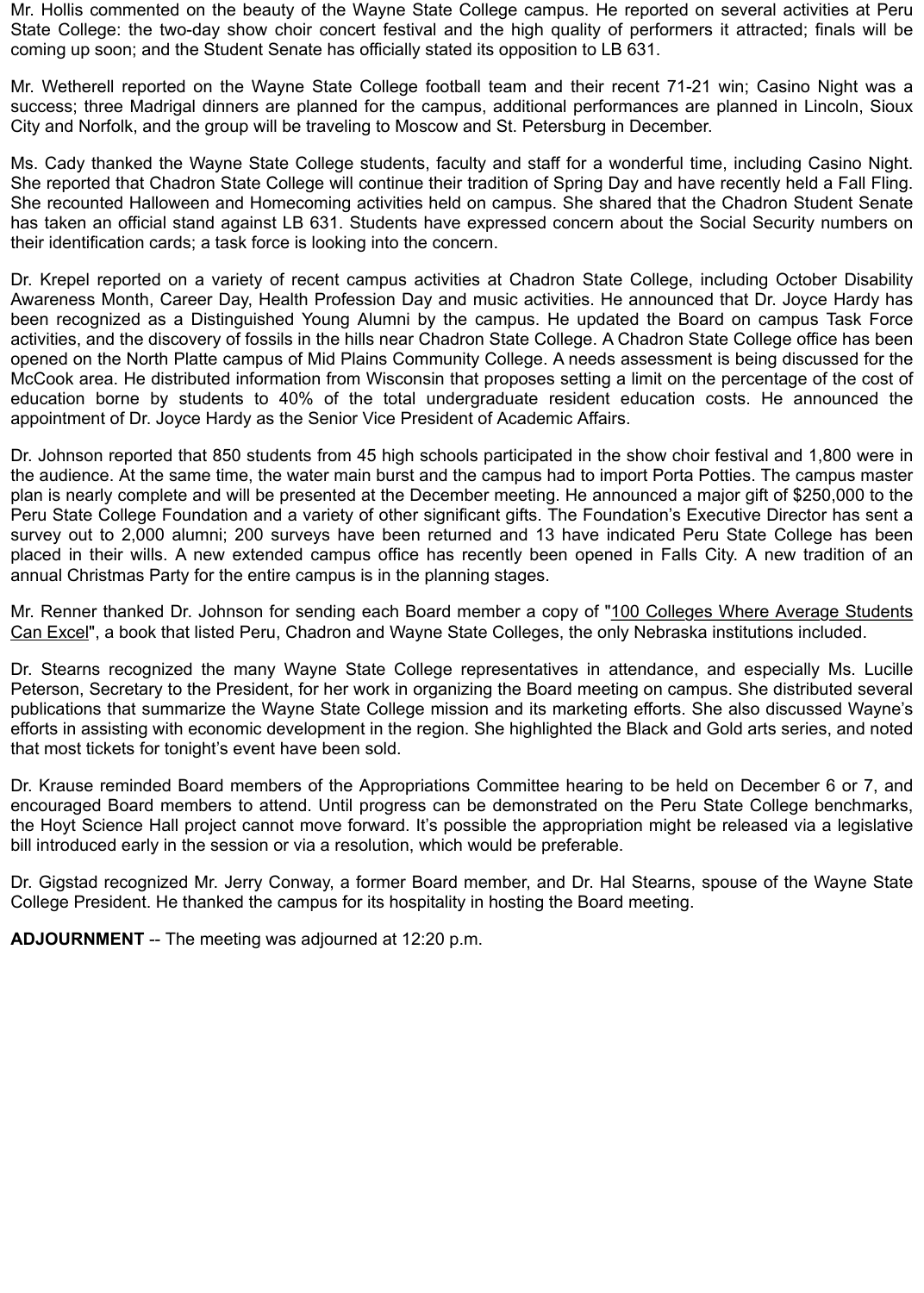Mr. Hollis commented on the beauty of the Wayne State College campus. He reported on several activities at Peru State College: the two-day show choir concert festival and the high quality of performers it attracted; finals will be coming up soon; and the Student Senate has officially stated its opposition to LB 631.

Mr. Wetherell reported on the Wayne State College football team and their recent 71-21 win; Casino Night was a success; three Madrigal dinners are planned for the campus, additional performances are planned in Lincoln, Sioux City and Norfolk, and the group will be traveling to Moscow and St. Petersburg in December.

Ms. Cady thanked the Wayne State College students, faculty and staff for a wonderful time, including Casino Night. She reported that Chadron State College will continue their tradition of Spring Day and have recently held a Fall Fling. She recounted Halloween and Homecoming activities held on campus. She shared that the Chadron Student Senate has taken an official stand against LB 631. Students have expressed concern about the Social Security numbers on their identification cards; a task force is looking into the concern.

Dr. Krepel reported on a variety of recent campus activities at Chadron State College, including October Disability Awareness Month, Career Day, Health Profession Day and music activities. He announced that Dr. Joyce Hardy has been recognized as a Distinguished Young Alumni by the campus. He updated the Board on campus Task Force activities, and the discovery of fossils in the hills near Chadron State College. A Chadron State College office has been opened on the North Platte campus of Mid Plains Community College. A needs assessment is being discussed for the McCook area. He distributed information from Wisconsin that proposes setting a limit on the percentage of the cost of education borne by students to 40% of the total undergraduate resident education costs. He announced the appointment of Dr. Joyce Hardy as the Senior Vice President of Academic Affairs.

Dr. Johnson reported that 850 students from 45 high schools participated in the show choir festival and 1,800 were in the audience. At the same time, the water main burst and the campus had to import Porta Potties. The campus master plan is nearly complete and will be presented at the December meeting. He announced a major gift of $250,000 to the Peru State College Foundation and a variety of other significant gifts. The Foundation's Executive Director has sent a survey out to 2,000 alumni; 200 surveys have been returned and 13 have indicated Peru State College has been placed in their wills. A new extended campus office has recently been opened in Falls City. A new tradition of an annual Christmas Party for the entire campus is in the planning stages.

Mr. Renner thanked Dr. Johnson for sending each Board member a copy of "100 Colleges Where Average Students Can Excel", a book that listed Peru, Chadron and Wayne State Colleges, the only Nebraska institutions included.

Dr. Stearns recognized the many Wayne State College representatives in attendance, and especially Ms. Lucille Peterson, Secretary to the President, for her work in organizing the Board meeting on campus. She distributed several publications that summarize the Wayne State College mission and its marketing efforts. She also discussed Wayne's efforts in assisting with economic development in the region. She highlighted the Black and Gold arts series, and noted that most tickets for tonight's event have been sold.

Dr. Krause reminded Board members of the Appropriations Committee hearing to be held on December 6 or 7, and encouraged Board members to attend. Until progress can be demonstrated on the Peru State College benchmarks, the Hoyt Science Hall project cannot move forward. It's possible the appropriation might be released via a legislative bill introduced early in the session or via a resolution, which would be preferable.

Dr. Gigstad recognized Mr. Jerry Conway, a former Board member, and Dr. Hal Stearns, spouse of the Wayne State College President. He thanked the campus for its hospitality in hosting the Board meeting.

**ADJOURNMENT** -- The meeting was adjourned at 12:20 p.m.